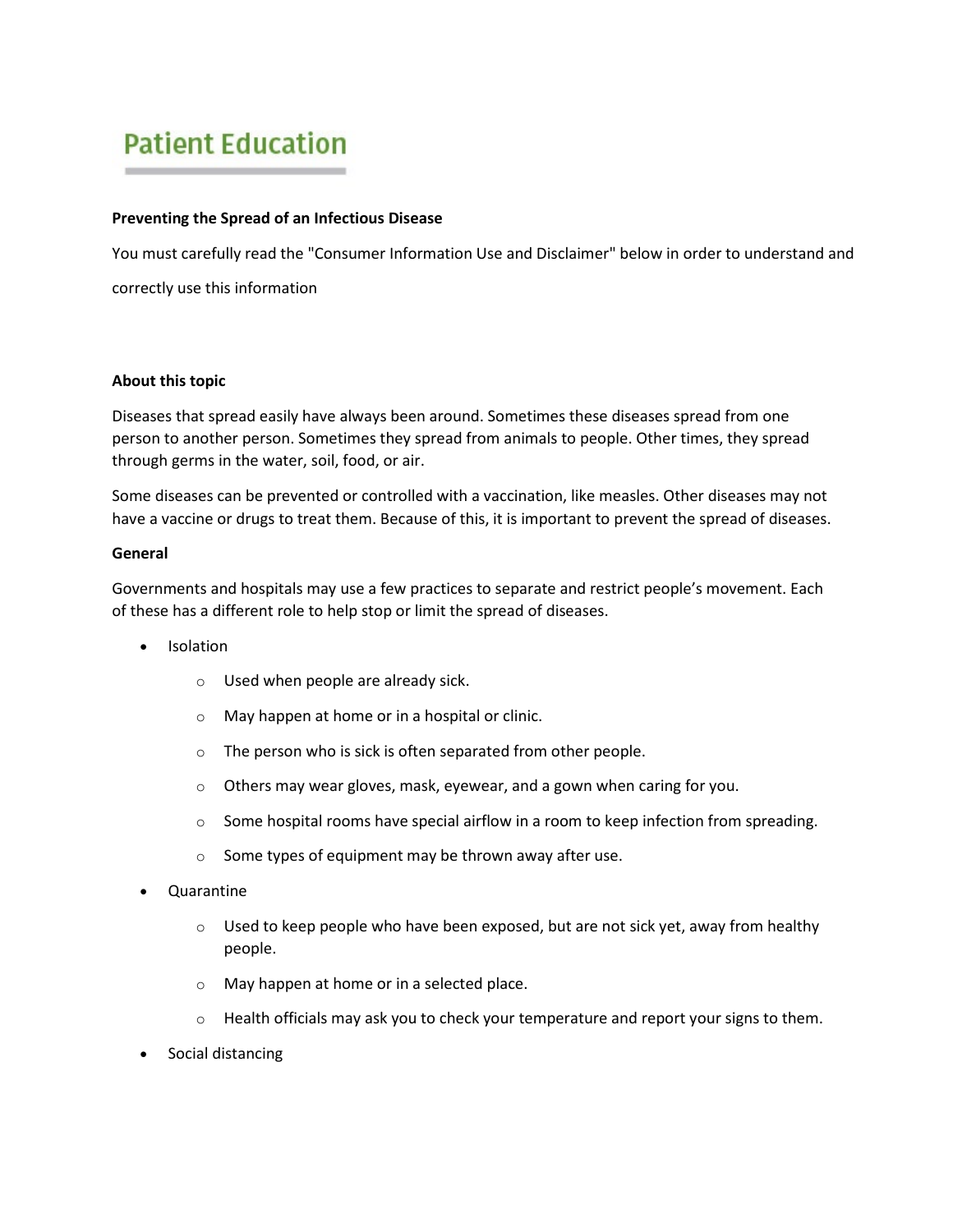# Patient Education

**Preventing the Spread of an Infectious Disease**

You must carefully read the "Consumer Information Use and Disclaimer" below in order to understand and correctly use this information

**About this topic**

Diseases that spread easily have always been around. Sometimes these diseases spread from one person to another person. Sometimes they spread from animals to people. Other times, they spread through germs in the water, soil, food, or air.

Some diseases can be prevented or controlled with a vaccination, like measles. Other diseases may not have a vaccine or drugs to treat them. Because of this, it is important to prevent the spread of diseases.

**General**

Governments and hospitals may use a few practices to separate and restrict people's movement. Each of these has a different role to help stop or limit the spread of diseases.

- Isolation
  - Used when people are already sick.
  - May happen at home or in a hospital or clinic.
  - The person who is sick is often separated from other people.
  - Others may wear gloves, mask, eyewear, and a gown when caring for you.
  - Some hospital rooms have special airflow in a room to keep infection from spreading.
  - Some types of equipment may be thrown away after use.
- Quarantine
  - Used to keep people who have been exposed, but are not sick yet, away from healthy people.
  - May happen at home or in a selected place.
  - Health officials may ask you to check your temperature and report your signs to them.
- Social distancing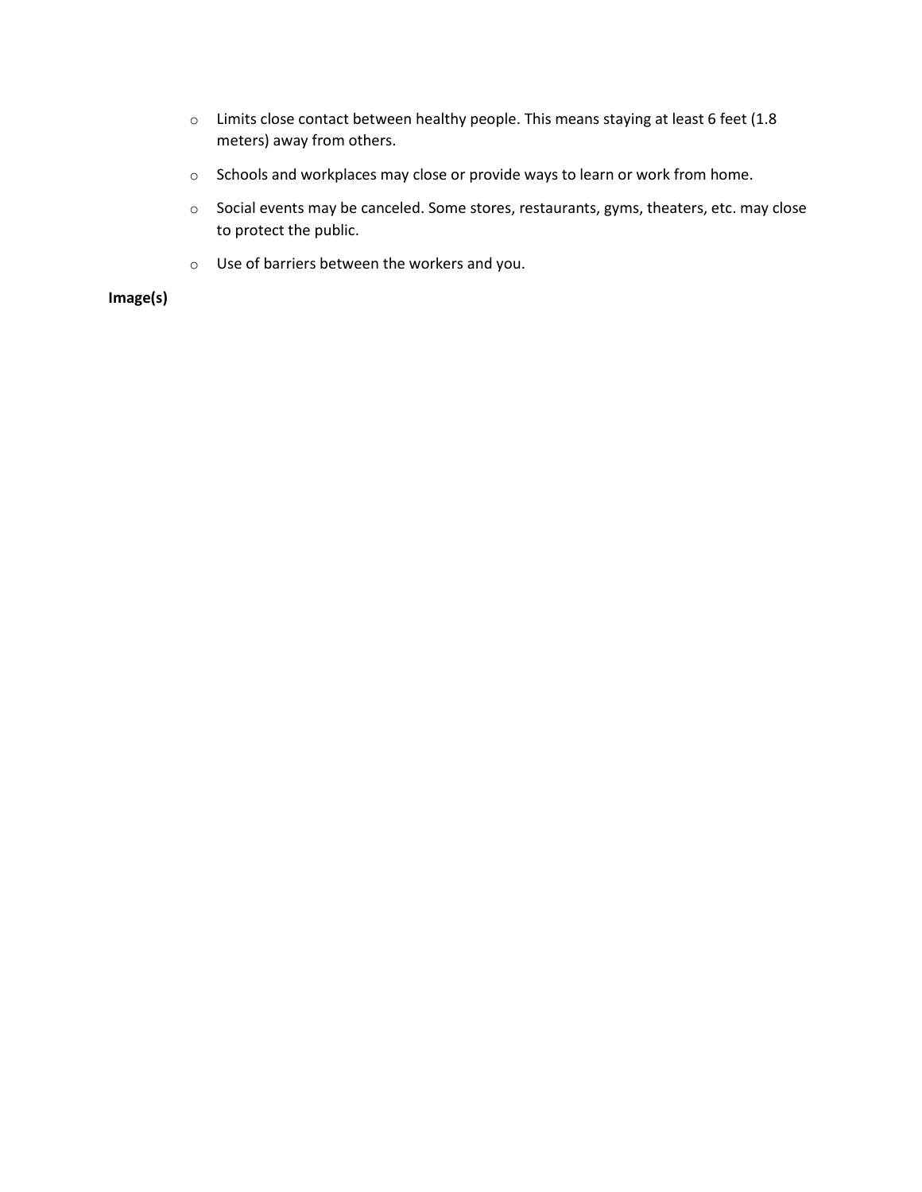- Limits close contact between healthy people. This means staying at least 6 feet (1.8 meters) away from others.
- Schools and workplaces may close or provide ways to learn or work from home.
- Social events may be canceled. Some stores, restaurants, gyms, theaters, etc. may close to protect the public.
- Use of barriers between the workers and you.

**Image(s)**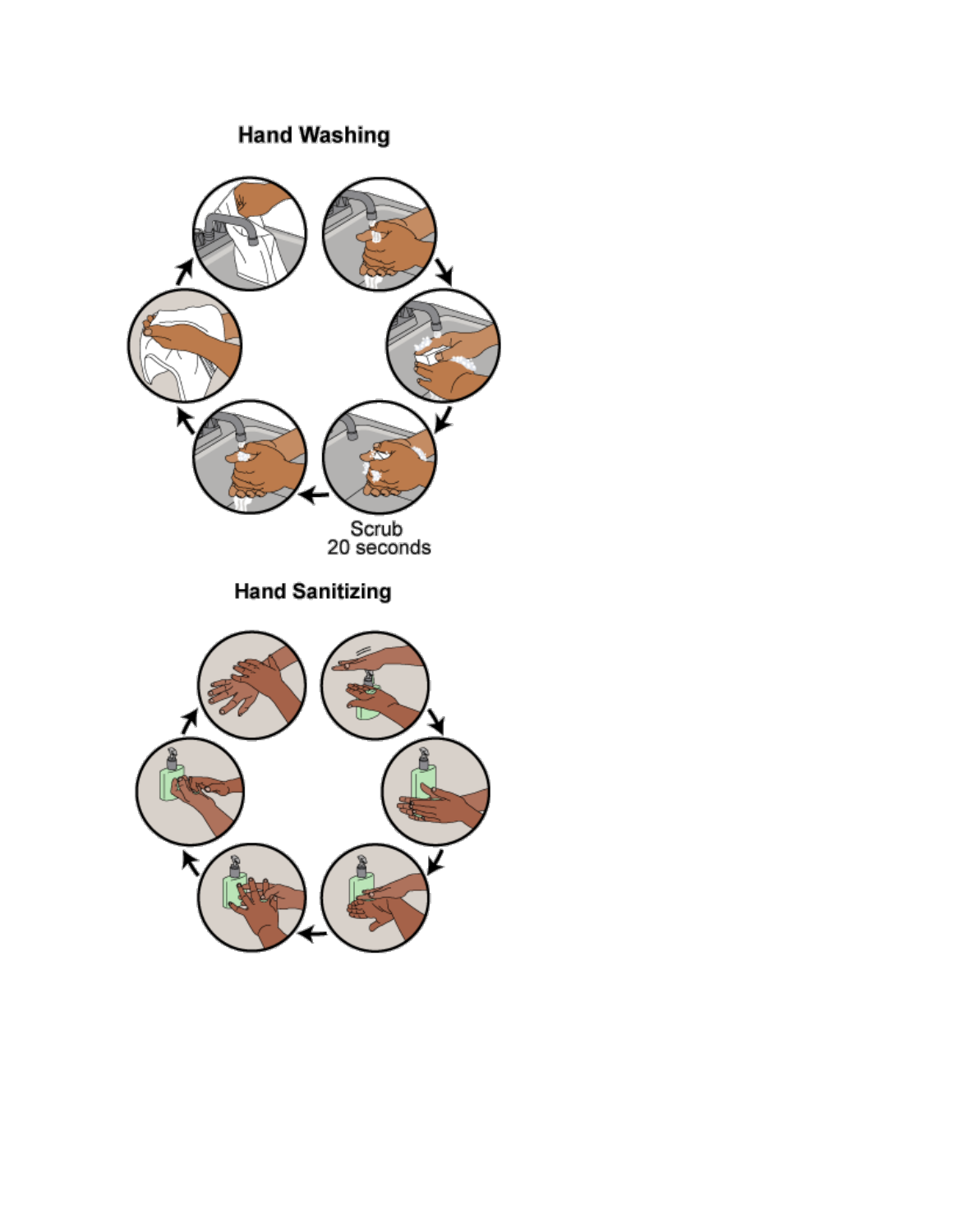## Hand Washing

Scrub 20 seconds

## Hand Sanitizing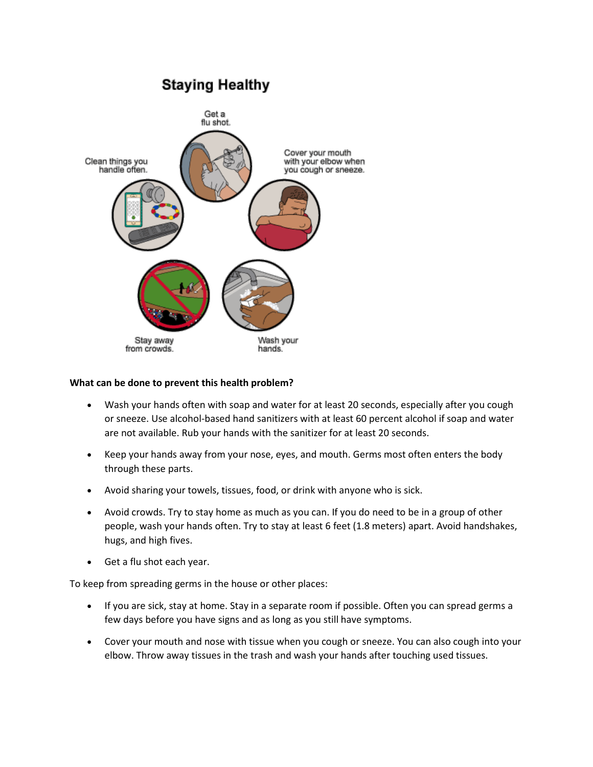**What can be done to prevent this health problem?**

- Wash your hands often with soap and water for at least 20 seconds, especially after you cough or sneeze. Use alcohol-based hand sanitizers with at least 60 percent alcohol if soap and water are not available. Rub your hands with the sanitizer for at least 20 seconds.
- Keep your hands away from your nose, eyes, and mouth. Germs most often enters the body through these parts.
- Avoid sharing your towels, tissues, food, or drink with anyone who is sick.
- Avoid crowds. Try to stay home as much as you can. If you do need to be in a group of other people, wash your hands often. Try to stay at least 6 feet (1.8 meters) apart. Avoid handshakes, hugs, and high fives.
- Get a flu shot each year.

To keep from spreading germs in the house or other places:

- If you are sick, stay at home. Stay in a separate room if possible. Often you can spread germs a few days before you have signs and as long as you still have symptoms.
- Cover your mouth and nose with tissue when you cough or sneeze. You can also cough into your elbow. Throw away tissues in the trash and wash your hands after touching used tissues.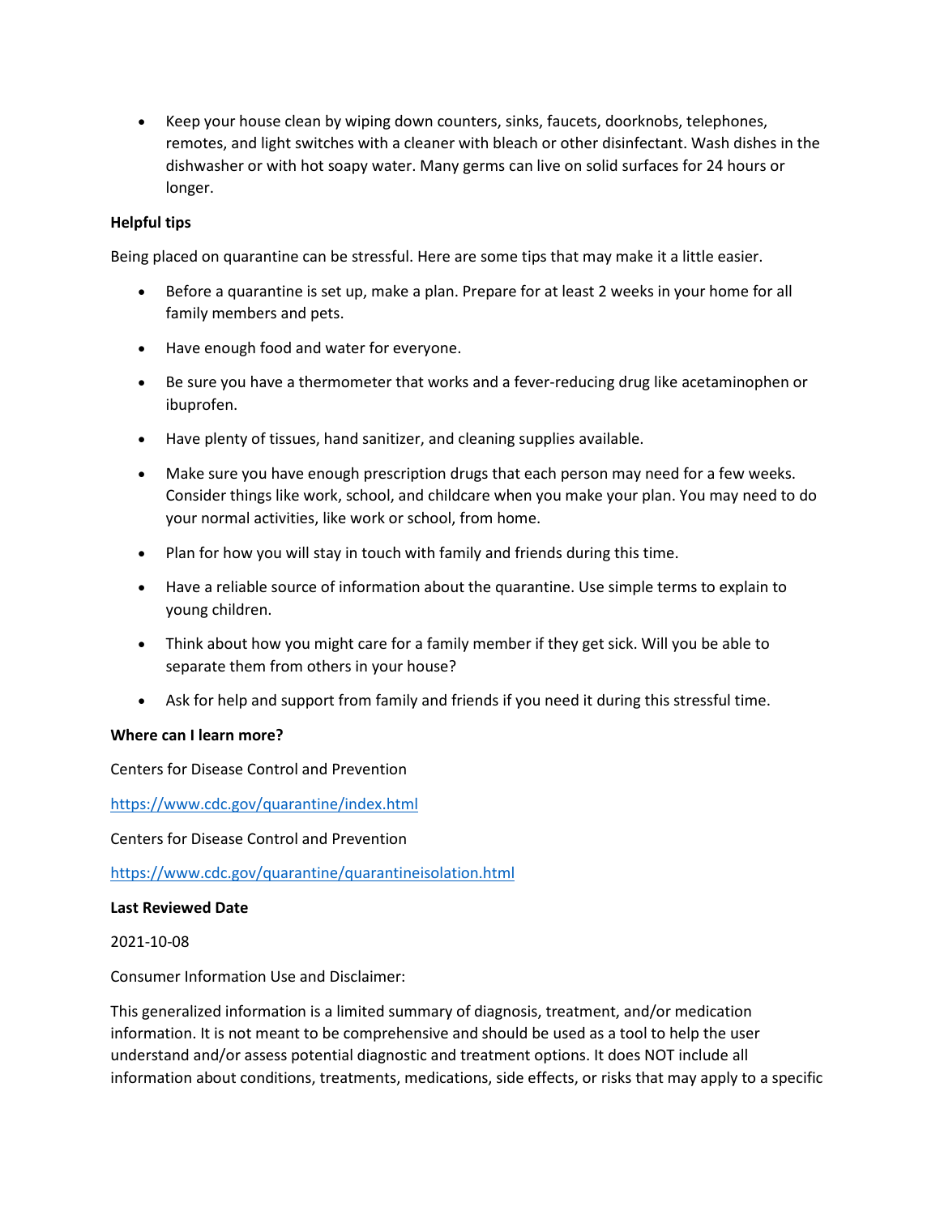- Keep your house clean by wiping down counters, sinks, faucets, doorknobs, telephones, remotes, and light switches with a cleaner with bleach or other disinfectant. Wash dishes in the dishwasher or with hot soapy water. Many germs can live on solid surfaces for 24 hours or longer.

**Helpful tips**

Being placed on quarantine can be stressful. Here are some tips that may make it a little easier.

- Before a quarantine is set up, make a plan. Prepare for at least 2 weeks in your home for all family members and pets.
- Have enough food and water for everyone.
- Be sure you have a thermometer that works and a fever-reducing drug like acetaminophen or ibuprofen.
- Have plenty of tissues, hand sanitizer, and cleaning supplies available.
- Make sure you have enough prescription drugs that each person may need for a few weeks. Consider things like work, school, and childcare when you make your plan. You may need to do your normal activities, like work or school, from home.
- Plan for how you will stay in touch with family and friends during this time.
- Have a reliable source of information about the quarantine. Use simple terms to explain to young children.
- Think about how you might care for a family member if they get sick. Will you be able to separate them from others in your house?
- Ask for help and support from family and friends if you need it during this stressful time.

**Where can I learn more?**

Centers for Disease Control and Prevention

https://www.cdc.gov/quarantine/index.html

Centers for Disease Control and Prevention

https://www.cdc.gov/quarantine/quarantineisolation.html

**Last Reviewed Date**

2021-10-08

Consumer Information Use and Disclaimer:

This generalized information is a limited summary of diagnosis, treatment, and/or medication information. It is not meant to be comprehensive and should be used as a tool to help the user understand and/or assess potential diagnostic and treatment options. It does NOT include all information about conditions, treatments, medications, side effects, or risks that may apply to a specific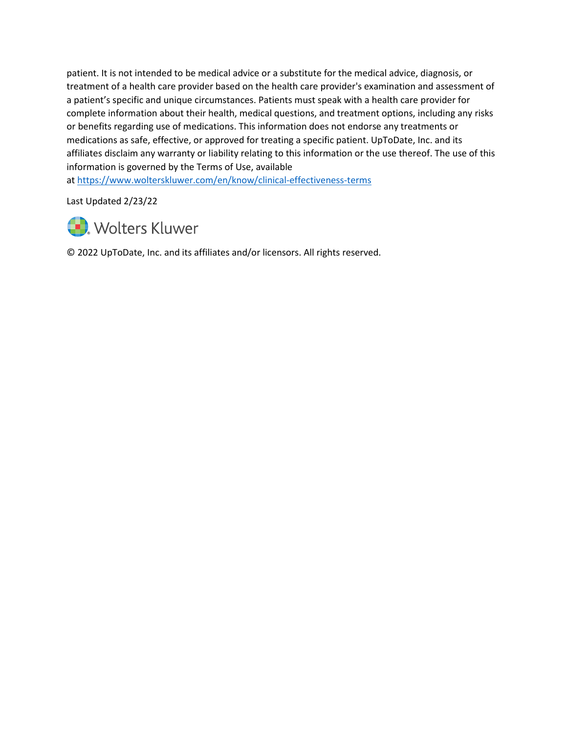patient. It is not intended to be medical advice or a substitute for the medical advice, diagnosis, or treatment of a health care provider based on the health care provider's examination and assessment of a patient's specific and unique circumstances. Patients must speak with a health care provider for complete information about their health, medical questions, and treatment options, including any risks or benefits regarding use of medications. This information does not endorse any treatments or medications as safe, effective, or approved for treating a specific patient. UpToDate, Inc. and its affiliates disclaim any warranty or liability relating to this information or the use thereof. The use of this information is governed by the Terms of Use, available at https://www.wolterskluwer.com/en/know/clinical-effectiveness-terms

Last Updated 2/23/22

Wolters Kluwer

© 2022 UpToDate, Inc. and its affiliates and/or licensors. All rights reserved.